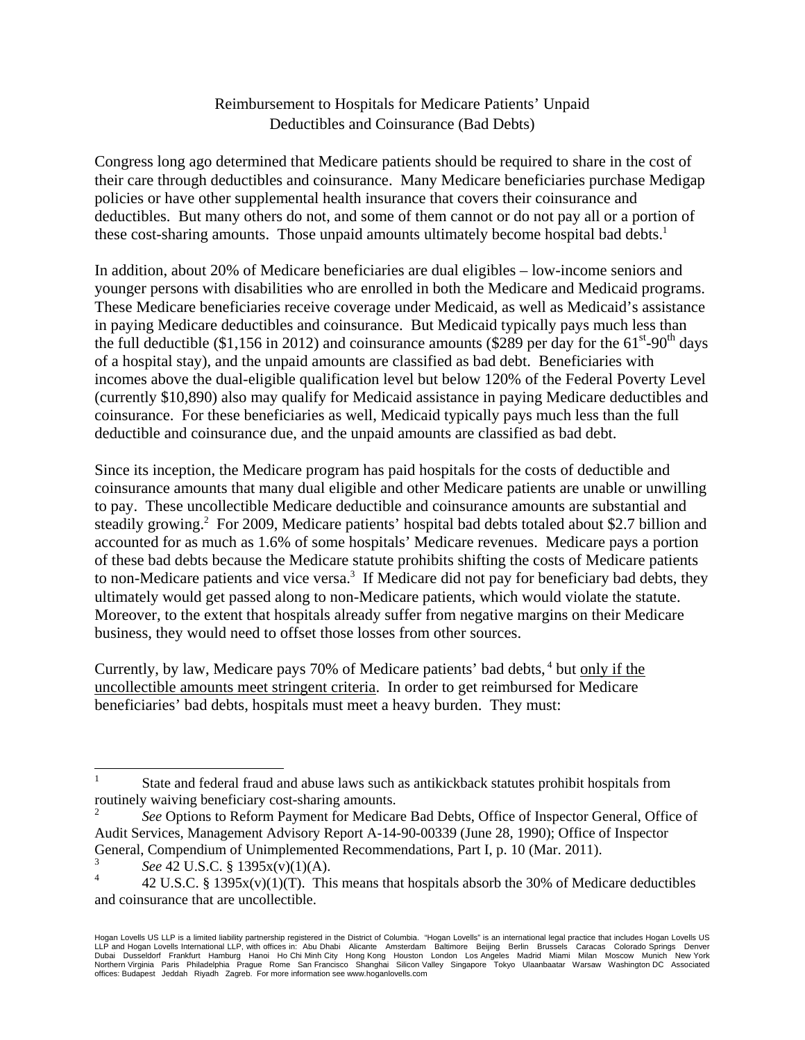# Reimbursement to Hospitals for Medicare Patients' Unpaid Deductibles and Coinsurance (Bad Debts)

Congress long ago determined that Medicare patients should be required to share in the cost of their care through deductibles and coinsurance. Many Medicare beneficiaries purchase Medigap policies or have other supplemental health insurance that covers their coinsurance and deductibles. But many others do not, and some of them cannot or do not pay all or a portion of these cost-sharing amounts. Those unpaid amounts ultimately become hospital bad debts.[1]

In addition, about 20% of Medicare beneficiaries are dual eligibles – low-income seniors and younger persons with disabilities who are enrolled in both the Medicare and Medicaid programs. These Medicare beneficiaries receive coverage under Medicaid, as well as Medicaid's assistance in paying Medicare deductibles and coinsurance. But Medicaid typically pays much less than the full deductible ($1,156 in 2012) and coinsurance amounts ($289 per day for the 61st-90th days of a hospital stay), and the unpaid amounts are classified as bad debt. Beneficiaries with incomes above the dual-eligible qualification level but below 120% of the Federal Poverty Level (currently $10,890) also may qualify for Medicaid assistance in paying Medicare deductibles and coinsurance. For these beneficiaries as well, Medicaid typically pays much less than the full deductible and coinsurance due, and the unpaid amounts are classified as bad debt.

Since its inception, the Medicare program has paid hospitals for the costs of deductible and coinsurance amounts that many dual eligible and other Medicare patients are unable or unwilling to pay. These uncollectible Medicare deductible and coinsurance amounts are substantial and steadily growing.[2] For 2009, Medicare patients' hospital bad debts totaled about $2.7 billion and accounted for as much as 1.6% of some hospitals' Medicare revenues. Medicare pays a portion of these bad debts because the Medicare statute prohibits shifting the costs of Medicare patients to non-Medicare patients and vice versa.[3] If Medicare did not pay for beneficiary bad debts, they ultimately would get passed along to non-Medicare patients, which would violate the statute. Moreover, to the extent that hospitals already suffer from negative margins on their Medicare business, they would need to offset those losses from other sources.

Currently, by law, Medicare pays 70% of Medicare patients' bad debts,[4] but <u>only if the uncollectible amounts meet stringent criteria</u>. In order to get reimbursed for Medicare beneficiaries' bad debts, hospitals must meet a heavy burden. They must:

---

[1] State and federal fraud and abuse laws such as antikickback statutes prohibit hospitals from routinely waiving beneficiary cost-sharing amounts.

[2] *See* Options to Reform Payment for Medicare Bad Debts, Office of Inspector General, Office of Audit Services, Management Advisory Report A-14-90-00339 (June 28, 1990); Office of Inspector General, Compendium of Unimplemented Recommendations, Part I, p. 10 (Mar. 2011).

[3] *See* 42 U.S.C. § 1395x(v)(1)(A).

[4] 42 U.S.C. § 1395x(v)(1)(T). This means that hospitals absorb the 30% of Medicare deductibles and coinsurance that are uncollectible.

Hogan Lovells US LLP is a limited liability partnership registered in the District of Columbia. "Hogan Lovells" is an international legal practice that includes Hogan Lovells US LLP and Hogan Lovells International LLP, with offices in: Abu Dhabi Alicante Amsterdam Baltimore Beijing Berlin Brussels Caracas Colorado Springs Denver Dubai Dusseldorf Frankfurt Hamburg Hanoi Ho Chi Minh City Hong Kong Houston London Los Angeles Madrid Miami Milan Moscow Munich New York Northern Virginia Paris Philadelphia Prague Rome San Francisco Shanghai Silicon Valley Singapore Tokyo Ulaanbaatar Warsaw Washington DC Associated offices: Budapest Jeddah Riyadh Zagreb. For more information see www.hoganlovells.com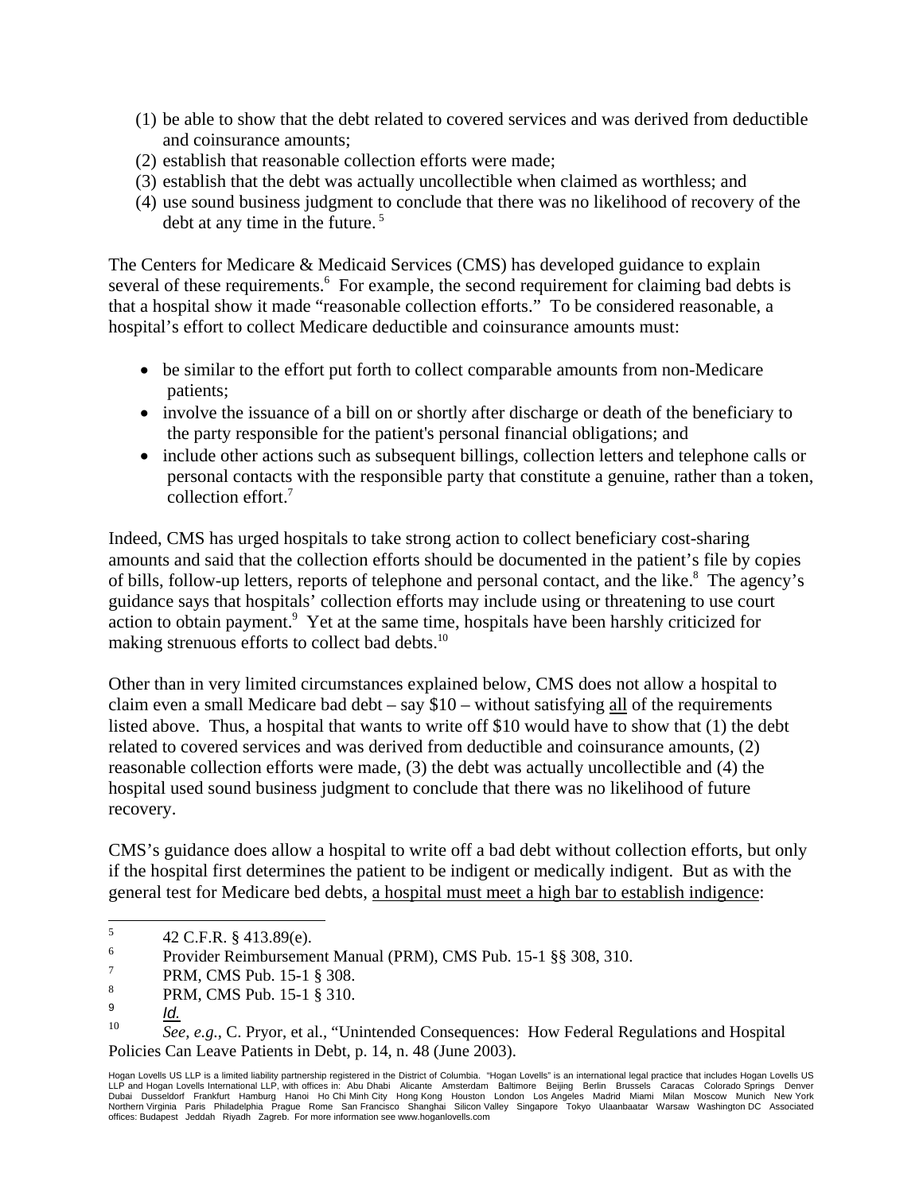(1) be able to show that the debt related to covered services and was derived from deductible and coinsurance amounts;
(2) establish that reasonable collection efforts were made;
(3) establish that the debt was actually uncollectible when claimed as worthless; and
(4) use sound business judgment to conclude that there was no likelihood of recovery of the debt at any time in the future. [5]

The Centers for Medicare & Medicaid Services (CMS) has developed guidance to explain several of these requirements.[6] For example, the second requirement for claiming bad debts is that a hospital show it made "reasonable collection efforts." To be considered reasonable, a hospital's effort to collect Medicare deductible and coinsurance amounts must:

- be similar to the effort put forth to collect comparable amounts from non-Medicare patients;
- involve the issuance of a bill on or shortly after discharge or death of the beneficiary to the party responsible for the patient's personal financial obligations; and
- include other actions such as subsequent billings, collection letters and telephone calls or personal contacts with the responsible party that constitute a genuine, rather than a token, collection effort.[7]

Indeed, CMS has urged hospitals to take strong action to collect beneficiary cost-sharing amounts and said that the collection efforts should be documented in the patient's file by copies of bills, follow-up letters, reports of telephone and personal contact, and the like.[8] The agency's guidance says that hospitals' collection efforts may include using or threatening to use court action to obtain payment.[9] Yet at the same time, hospitals have been harshly criticized for making strenuous efforts to collect bad debts.[10]

Other than in very limited circumstances explained below, CMS does not allow a hospital to claim even a small Medicare bad debt – say $10 – without satisfying <u>all</u> of the requirements listed above. Thus, a hospital that wants to write off $10 would have to show that (1) the debt related to covered services and was derived from deductible and coinsurance amounts, (2) reasonable collection efforts were made, (3) the debt was actually uncollectible and (4) the hospital used sound business judgment to conclude that there was no likelihood of future recovery.

CMS's guidance does allow a hospital to write off a bad debt without collection efforts, but only if the hospital first determines the patient to be indigent or medically indigent. But as with the general test for Medicare bed debts, <u>a hospital must meet a high bar to establish indigence</u>:

---

[5] 42 C.F.R. § 413.89(e).

[6] Provider Reimbursement Manual (PRM), CMS Pub. 15-1 §§ 308, 310.

[7] PRM, CMS Pub. 15-1 § 308.

[8] PRM, CMS Pub. 15-1 § 310.

[9] *Id.*

[10] *See, e.g.*, C. Pryor, et al., "Unintended Consequences: How Federal Regulations and Hospital Policies Can Leave Patients in Debt, p. 14, n. 48 (June 2003).

Hogan Lovells US LLP is a limited liability partnership registered in the District of Columbia. "Hogan Lovells" is an international legal practice that includes Hogan Lovells US LLP and Hogan Lovells International LLP, with offices in: Abu Dhabi Alicante Amsterdam Baltimore Beijing Berlin Brussels Caracas Colorado Springs Denver Dubai Dusseldorf Frankfurt Hamburg Hanoi Ho Chi Minh City Hong Kong Houston London Los Angeles Madrid Miami Milan Moscow Munich New York Northern Virginia Paris Philadelphia Prague Rome San Francisco Shanghai Silicon Valley Singapore Tokyo Ulaanbaatar Warsaw Washington DC Associated offices: Budapest Jeddah Riyadh Zagreb. For more information see www.hoganlovells.com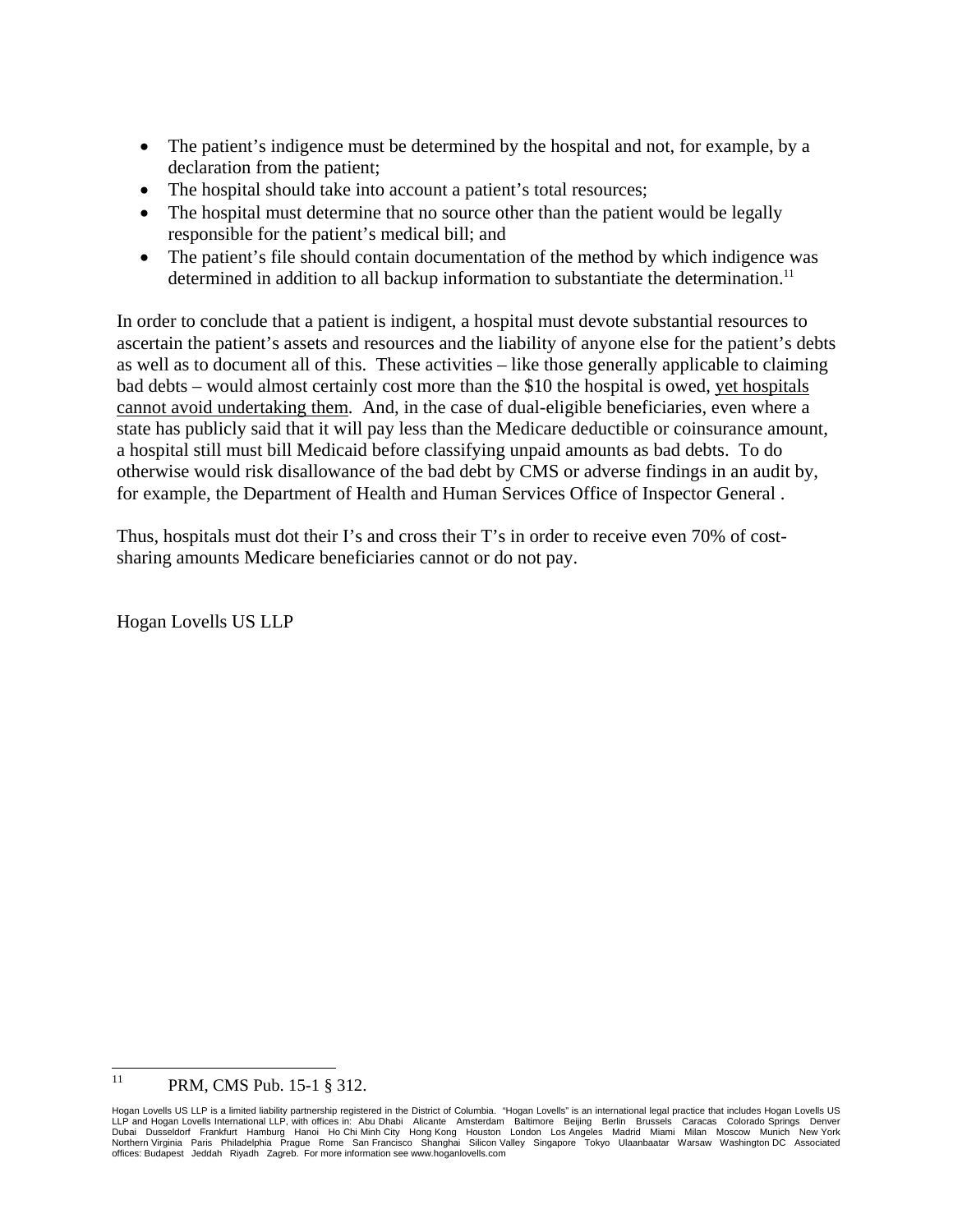- The patient's indigence must be determined by the hospital and not, for example, by a declaration from the patient;
- The hospital should take into account a patient's total resources;
- The hospital must determine that no source other than the patient would be legally responsible for the patient's medical bill; and
- The patient's file should contain documentation of the method by which indigence was determined in addition to all backup information to substantiate the determination.[11]

In order to conclude that a patient is indigent, a hospital must devote substantial resources to ascertain the patient's assets and resources and the liability of anyone else for the patient's debts as well as to document all of this. These activities – like those generally applicable to claiming bad debts – would almost certainly cost more than the $10 the hospital is owed, <u>yet hospitals cannot avoid undertaking them</u>. And, in the case of dual-eligible beneficiaries, even where a state has publicly said that it will pay less than the Medicare deductible or coinsurance amount, a hospital still must bill Medicaid before classifying unpaid amounts as bad debts. To do otherwise would risk disallowance of the bad debt by CMS or adverse findings in an audit by, for example, the Department of Health and Human Services Office of Inspector General .

Thus, hospitals must dot their I's and cross their T's in order to receive even 70% of cost-sharing amounts Medicare beneficiaries cannot or do not pay.

Hogan Lovells US LLP

---

[11] PRM, CMS Pub. 15-1 § 312.

Hogan Lovells US LLP is a limited liability partnership registered in the District of Columbia. "Hogan Lovells" is an international legal practice that includes Hogan Lovells US LLP and Hogan Lovells International LLP, with offices in: Abu Dhabi Alicante Amsterdam Baltimore Beijing Berlin Brussels Caracas Colorado Springs Denver Dubai Dusseldorf Frankfurt Hamburg Hanoi Ho Chi Minh City Hong Kong Houston London Los Angeles Madrid Miami Milan Moscow Munich New York Northern Virginia Paris Philadelphia Prague Rome San Francisco Shanghai Silicon Valley Singapore Tokyo Ulaanbaatar Warsaw Washington DC Associated offices: Budapest Jeddah Riyadh Zagreb. For more information see www.hoganlovells.com